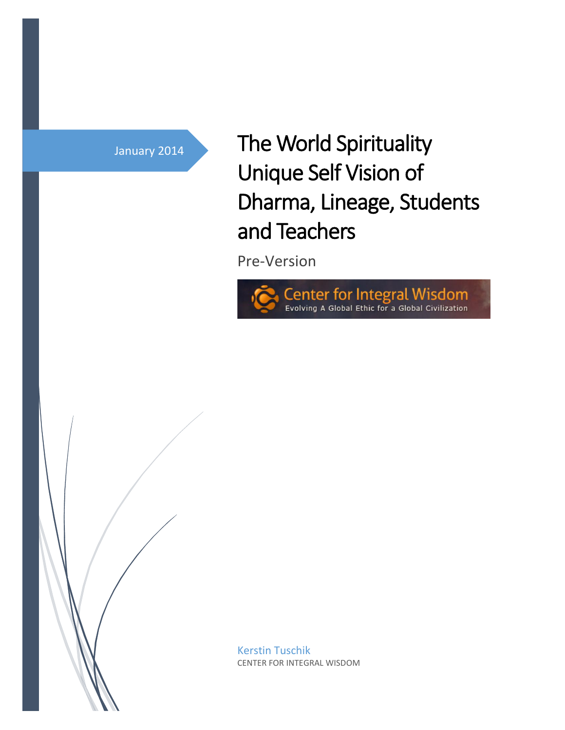January 2014

# The World Spirituality Unique Self Vision of Dharma, Lineage, Students and Teachers

Pre-Version

Center for Integral Wisdom
Evolving A Global Ethic for a Global Civilization

Kerstin Tuschik
CENTER FOR INTEGRAL WISDOM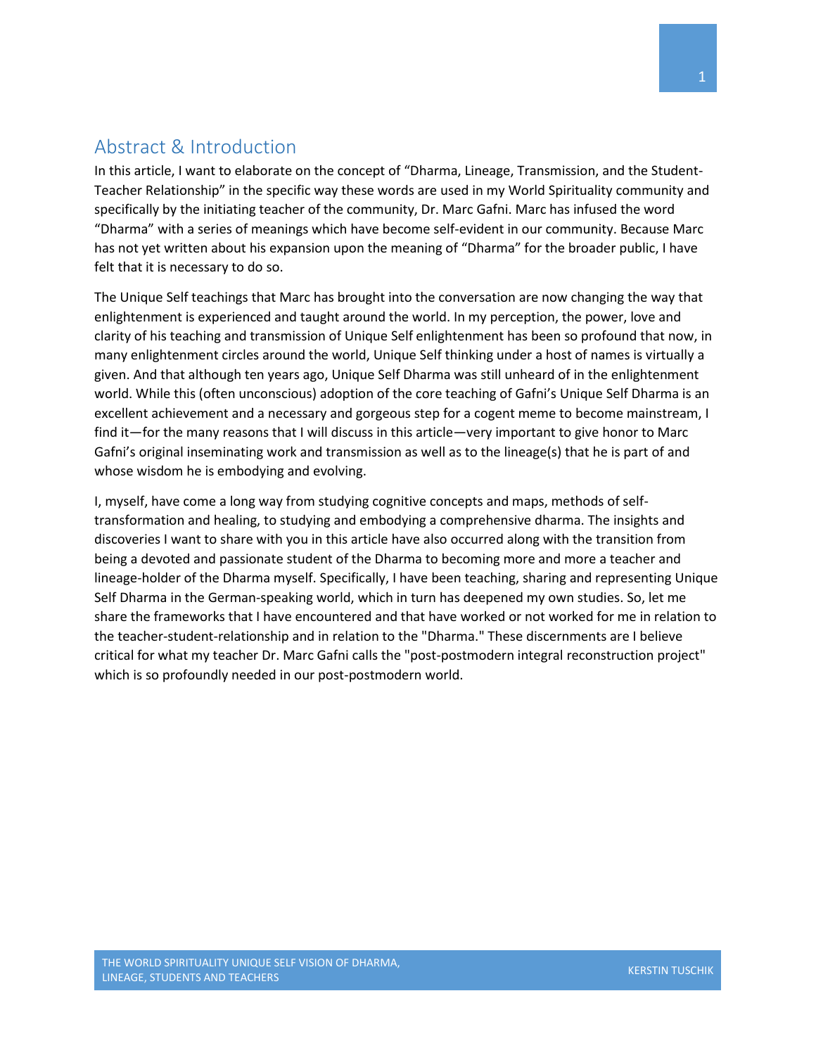## Abstract & Introduction

In this article, I want to elaborate on the concept of "Dharma, Lineage, Transmission, and the Student-Teacher Relationship" in the specific way these words are used in my World Spirituality community and specifically by the initiating teacher of the community, Dr. Marc Gafni. Marc has infused the word "Dharma" with a series of meanings which have become self-evident in our community. Because Marc has not yet written about his expansion upon the meaning of "Dharma" for the broader public, I have felt that it is necessary to do so.

The Unique Self teachings that Marc has brought into the conversation are now changing the way that enlightenment is experienced and taught around the world. In my perception, the power, love and clarity of his teaching and transmission of Unique Self enlightenment has been so profound that now, in many enlightenment circles around the world, Unique Self thinking under a host of names is virtually a given. And that although ten years ago, Unique Self Dharma was still unheard of in the enlightenment world. While this (often unconscious) adoption of the core teaching of Gafni's Unique Self Dharma is an excellent achievement and a necessary and gorgeous step for a cogent meme to become mainstream, I find it—for the many reasons that I will discuss in this article—very important to give honor to Marc Gafni's original inseminating work and transmission as well as to the lineage(s) that he is part of and whose wisdom he is embodying and evolving.

I, myself, have come a long way from studying cognitive concepts and maps, methods of self-transformation and healing, to studying and embodying a comprehensive dharma. The insights and discoveries I want to share with you in this article have also occurred along with the transition from being a devoted and passionate student of the Dharma to becoming more and more a teacher and lineage-holder of the Dharma myself. Specifically, I have been teaching, sharing and representing Unique Self Dharma in the German-speaking world, which in turn has deepened my own studies. So, let me share the frameworks that I have encountered and that have worked or not worked for me in relation to the teacher-student-relationship and in relation to the "Dharma." These discernments are I believe critical for what my teacher Dr. Marc Gafni calls the "post-postmodern integral reconstruction project" which is so profoundly needed in our post-postmodern world.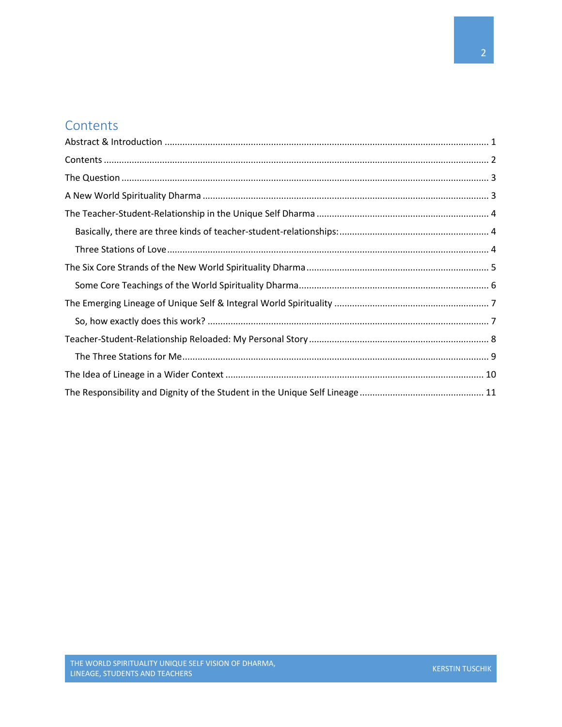# Contents

Abstract & Introduction ........................................................................................................................ 1

Contents ................................................................................................................................................ 2

The Question ........................................................................................................................................ 3

A New World Spirituality Dharma ........................................................................................................ 3

The Teacher-Student-Relationship in the Unique Self Dharma ............................................................ 4

- Basically, there are three kinds of teacher-student-relationships: ................................................ 4
- Three Stations of Love .................................................................................................................... 4

The Six Core Strands of the New World Spirituality Dharma ................................................................ 5

- Some Core Teachings of the World Spirituality Dharma ................................................................. 6

The Emerging Lineage of Unique Self & Integral World Spirituality ..................................................... 7

- So, how exactly does this work? ..................................................................................................... 7

Teacher-Student-Relationship Reloaded: My Personal Story ............................................................... 8

- The Three Stations for Me ............................................................................................................... 9

The Idea of Lineage in a Wider Context ............................................................................................... 10

The Responsibility and Dignity of the Student in the Unique Self Lineage .......................................... 11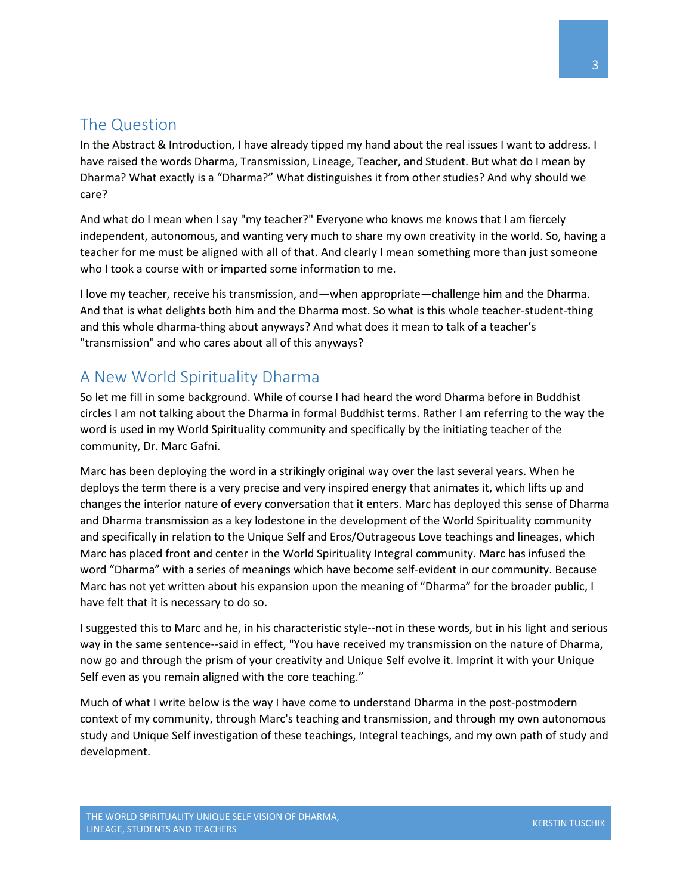## The Question

In the Abstract & Introduction, I have already tipped my hand about the real issues I want to address. I have raised the words Dharma, Transmission, Lineage, Teacher, and Student. But what do I mean by Dharma? What exactly is a "Dharma?" What distinguishes it from other studies? And why should we care?

And what do I mean when I say "my teacher?" Everyone who knows me knows that I am fiercely independent, autonomous, and wanting very much to share my own creativity in the world. So, having a teacher for me must be aligned with all of that. And clearly I mean something more than just someone who I took a course with or imparted some information to me.

I love my teacher, receive his transmission, and—when appropriate—challenge him and the Dharma. And that is what delights both him and the Dharma most. So what is this whole teacher-student-thing and this whole dharma-thing about anyways? And what does it mean to talk of a teacher's "transmission" and who cares about all of this anyways?

## A New World Spirituality Dharma

So let me fill in some background. While of course I had heard the word Dharma before in Buddhist circles I am not talking about the Dharma in formal Buddhist terms. Rather I am referring to the way the word is used in my World Spirituality community and specifically by the initiating teacher of the community, Dr. Marc Gafni.

Marc has been deploying the word in a strikingly original way over the last several years. When he deploys the term there is a very precise and very inspired energy that animates it, which lifts up and changes the interior nature of every conversation that it enters. Marc has deployed this sense of Dharma and Dharma transmission as a key lodestone in the development of the World Spirituality community and specifically in relation to the Unique Self and Eros/Outrageous Love teachings and lineages, which Marc has placed front and center in the World Spirituality Integral community. Marc has infused the word "Dharma" with a series of meanings which have become self-evident in our community. Because Marc has not yet written about his expansion upon the meaning of "Dharma" for the broader public, I have felt that it is necessary to do so.

I suggested this to Marc and he, in his characteristic style--not in these words, but in his light and serious way in the same sentence--said in effect, "You have received my transmission on the nature of Dharma, now go and through the prism of your creativity and Unique Self evolve it. Imprint it with your Unique Self even as you remain aligned with the core teaching."

Much of what I write below is the way I have come to understand Dharma in the post-postmodern context of my community, through Marc's teaching and transmission, and through my own autonomous study and Unique Self investigation of these teachings, Integral teachings, and my own path of study and development.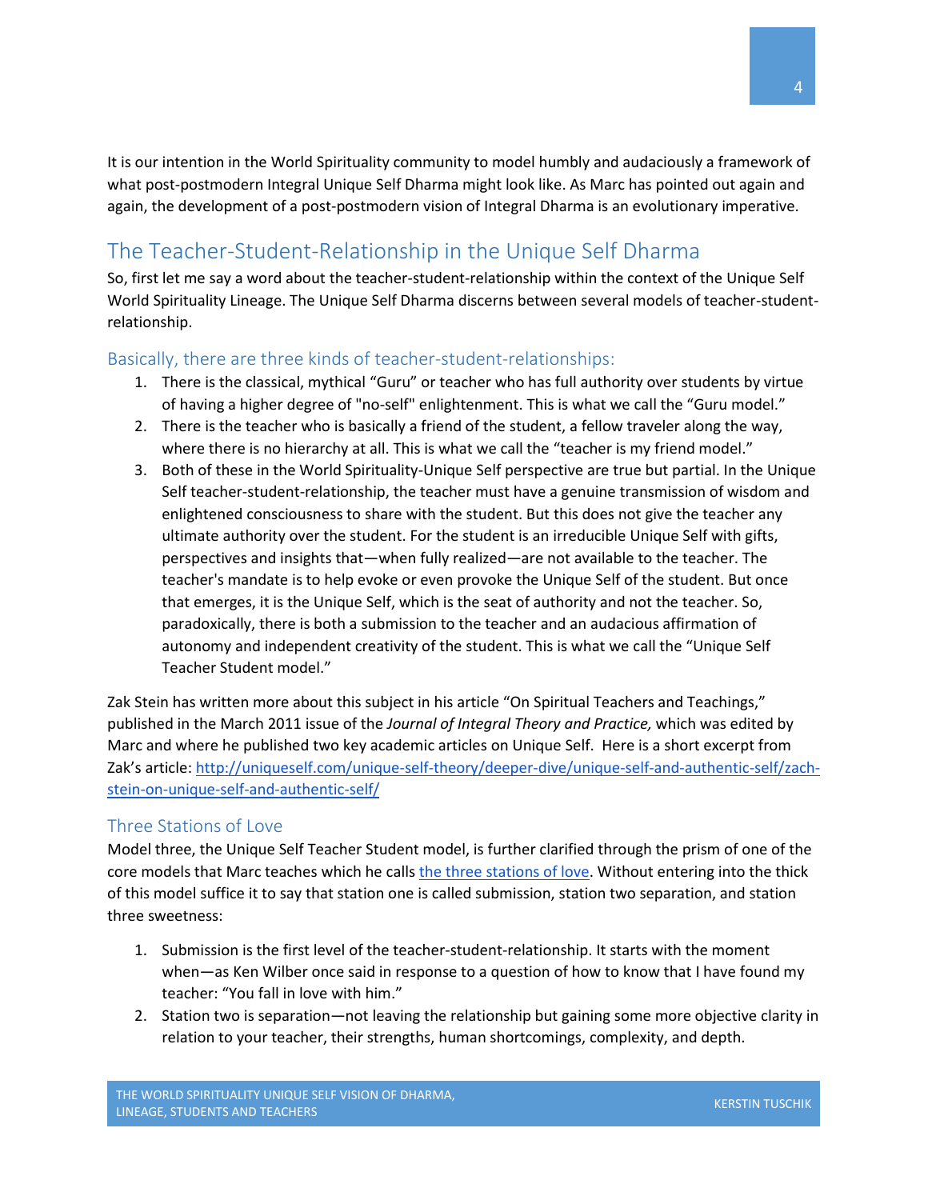It is our intention in the World Spirituality community to model humbly and audaciously a framework of what post-postmodern Integral Unique Self Dharma might look like. As Marc has pointed out again and again, the development of a post-postmodern vision of Integral Dharma is an evolutionary imperative.

## The Teacher-Student-Relationship in the Unique Self Dharma

So, first let me say a word about the teacher-student-relationship within the context of the Unique Self World Spirituality Lineage. The Unique Self Dharma discerns between several models of teacher-student-relationship.

### Basically, there are three kinds of teacher-student-relationships:

1. There is the classical, mythical "Guru" or teacher who has full authority over students by virtue of having a higher degree of "no-self" enlightenment. This is what we call the "Guru model."
2. There is the teacher who is basically a friend of the student, a fellow traveler along the way, where there is no hierarchy at all. This is what we call the "teacher is my friend model."
3. Both of these in the World Spirituality-Unique Self perspective are true but partial. In the Unique Self teacher-student-relationship, the teacher must have a genuine transmission of wisdom and enlightened consciousness to share with the student. But this does not give the teacher any ultimate authority over the student. For the student is an irreducible Unique Self with gifts, perspectives and insights that—when fully realized—are not available to the teacher. The teacher's mandate is to help evoke or even provoke the Unique Self of the student. But once that emerges, it is the Unique Self, which is the seat of authority and not the teacher. So, paradoxically, there is both a submission to the teacher and an audacious affirmation of autonomy and independent creativity of the student. This is what we call the "Unique Self Teacher Student model."

Zak Stein has written more about this subject in his article "On Spiritual Teachers and Teachings," published in the March 2011 issue of the *Journal of Integral Theory and Practice,* which was edited by Marc and where he published two key academic articles on Unique Self. Here is a short excerpt from Zak's article: [http://uniqueself.com/unique-self-theory/deeper-dive/unique-self-and-authentic-self/zach-stein-on-unique-self-and-authentic-self/](http://uniqueself.com/unique-self-theory/deeper-dive/unique-self-and-authentic-self/zach-stein-on-unique-self-and-authentic-self/)

### Three Stations of Love

Model three, the Unique Self Teacher Student model, is further clarified through the prism of one of the core models that Marc teaches which he calls [the three stations of love](). Without entering into the thick of this model suffice it to say that station one is called submission, station two separation, and station three sweetness:

1. Submission is the first level of the teacher-student-relationship. It starts with the moment when—as Ken Wilber once said in response to a question of how to know that I have found my teacher: "You fall in love with him."
2. Station two is separation—not leaving the relationship but gaining some more objective clarity in relation to your teacher, their strengths, human shortcomings, complexity, and depth.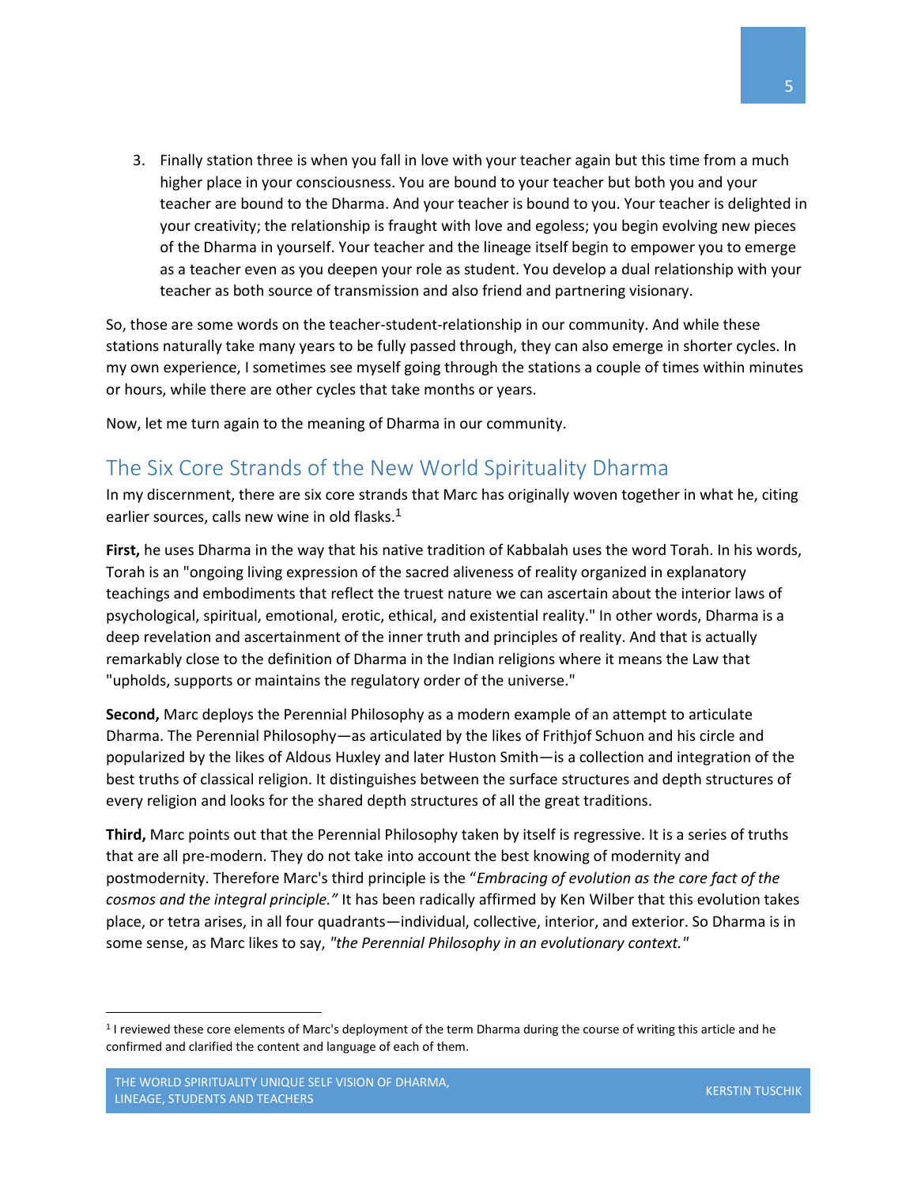3. Finally station three is when you fall in love with your teacher again but this time from a much higher place in your consciousness. You are bound to your teacher but both you and your teacher are bound to the Dharma. And your teacher is bound to you. Your teacher is delighted in your creativity; the relationship is fraught with love and egoless; you begin evolving new pieces of the Dharma in yourself. Your teacher and the lineage itself begin to empower you to emerge as a teacher even as you deepen your role as student. You develop a dual relationship with your teacher as both source of transmission and also friend and partnering visionary.

So, those are some words on the teacher-student-relationship in our community. And while these stations naturally take many years to be fully passed through, they can also emerge in shorter cycles. In my own experience, I sometimes see myself going through the stations a couple of times within minutes or hours, while there are other cycles that take months or years.

Now, let me turn again to the meaning of Dharma in our community.

## The Six Core Strands of the New World Spirituality Dharma

In my discernment, there are six core strands that Marc has originally woven together in what he, citing earlier sources, calls new wine in old flasks.[1]

**First,** he uses Dharma in the way that his native tradition of Kabbalah uses the word Torah. In his words, Torah is an "ongoing living expression of the sacred aliveness of reality organized in explanatory teachings and embodiments that reflect the truest nature we can ascertain about the interior laws of psychological, spiritual, emotional, erotic, ethical, and existential reality." In other words, Dharma is a deep revelation and ascertainment of the inner truth and principles of reality. And that is actually remarkably close to the definition of Dharma in the Indian religions where it means the Law that "upholds, supports or maintains the regulatory order of the universe."

**Second,** Marc deploys the Perennial Philosophy as a modern example of an attempt to articulate Dharma. The Perennial Philosophy—as articulated by the likes of Frithjof Schuon and his circle and popularized by the likes of Aldous Huxley and later Huston Smith—is a collection and integration of the best truths of classical religion. It distinguishes between the surface structures and depth structures of every religion and looks for the shared depth structures of all the great traditions.

**Third,** Marc points out that the Perennial Philosophy taken by itself is regressive. It is a series of truths that are all pre-modern. They do not take into account the best knowing of modernity and postmodernity. Therefore Marc's third principle is the "*Embracing of evolution as the core fact of the cosmos and the integral principle.*" It has been radically affirmed by Ken Wilber that this evolution takes place, or tetra arises, in all four quadrants—individual, collective, interior, and exterior. So Dharma is in some sense, as Marc likes to say, *"the Perennial Philosophy in an evolutionary context."*

[1] I reviewed these core elements of Marc's deployment of the term Dharma during the course of writing this article and he confirmed and clarified the content and language of each of them.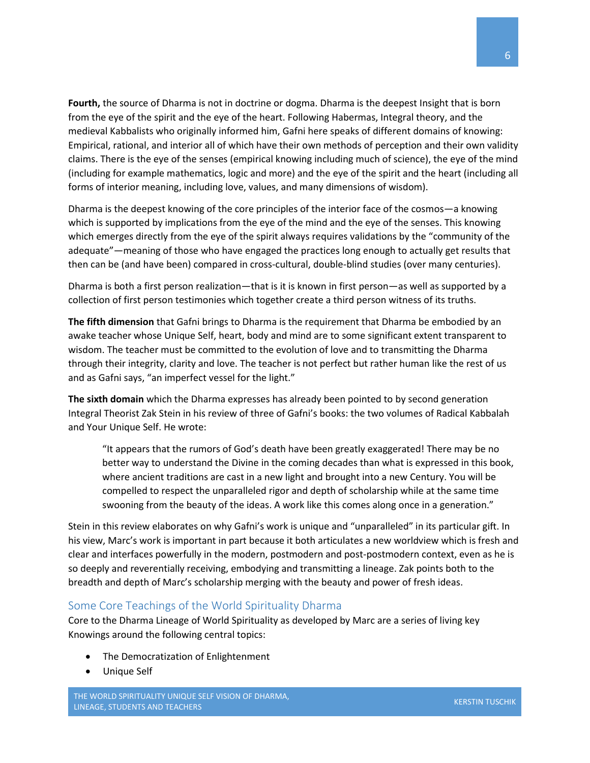**Fourth,** the source of Dharma is not in doctrine or dogma. Dharma is the deepest Insight that is born from the eye of the spirit and the eye of the heart. Following Habermas, Integral theory, and the medieval Kabbalists who originally informed him, Gafni here speaks of different domains of knowing: Empirical, rational, and interior all of which have their own methods of perception and their own validity claims. There is the eye of the senses (empirical knowing including much of science), the eye of the mind (including for example mathematics, logic and more) and the eye of the spirit and the heart (including all forms of interior meaning, including love, values, and many dimensions of wisdom).

Dharma is the deepest knowing of the core principles of the interior face of the cosmos—a knowing which is supported by implications from the eye of the mind and the eye of the senses. This knowing which emerges directly from the eye of the spirit always requires validations by the "community of the adequate"—meaning of those who have engaged the practices long enough to actually get results that then can be (and have been) compared in cross-cultural, double-blind studies (over many centuries).

Dharma is both a first person realization—that is it is known in first person—as well as supported by a collection of first person testimonies which together create a third person witness of its truths.

**The fifth dimension** that Gafni brings to Dharma is the requirement that Dharma be embodied by an awake teacher whose Unique Self, heart, body and mind are to some significant extent transparent to wisdom. The teacher must be committed to the evolution of love and to transmitting the Dharma through their integrity, clarity and love. The teacher is not perfect but rather human like the rest of us and as Gafni says, "an imperfect vessel for the light."

**The sixth domain** which the Dharma expresses has already been pointed to by second generation Integral Theorist Zak Stein in his review of three of Gafni's books: the two volumes of Radical Kabbalah and Your Unique Self. He wrote:

> "It appears that the rumors of God's death have been greatly exaggerated! There may be no better way to understand the Divine in the coming decades than what is expressed in this book, where ancient traditions are cast in a new light and brought into a new Century. You will be compelled to respect the unparalleled rigor and depth of scholarship while at the same time swooning from the beauty of the ideas. A work like this comes along once in a generation."

Stein in this review elaborates on why Gafni's work is unique and "unparalleled" in its particular gift. In his view, Marc's work is important in part because it both articulates a new worldview which is fresh and clear and interfaces powerfully in the modern, postmodern and post-postmodern context, even as he is so deeply and reverentially receiving, embodying and transmitting a lineage. Zak points both to the breadth and depth of Marc's scholarship merging with the beauty and power of fresh ideas.

## Some Core Teachings of the World Spirituality Dharma

Core to the Dharma Lineage of World Spirituality as developed by Marc are a series of living key Knowings around the following central topics:

- The Democratization of Enlightenment
- Unique Self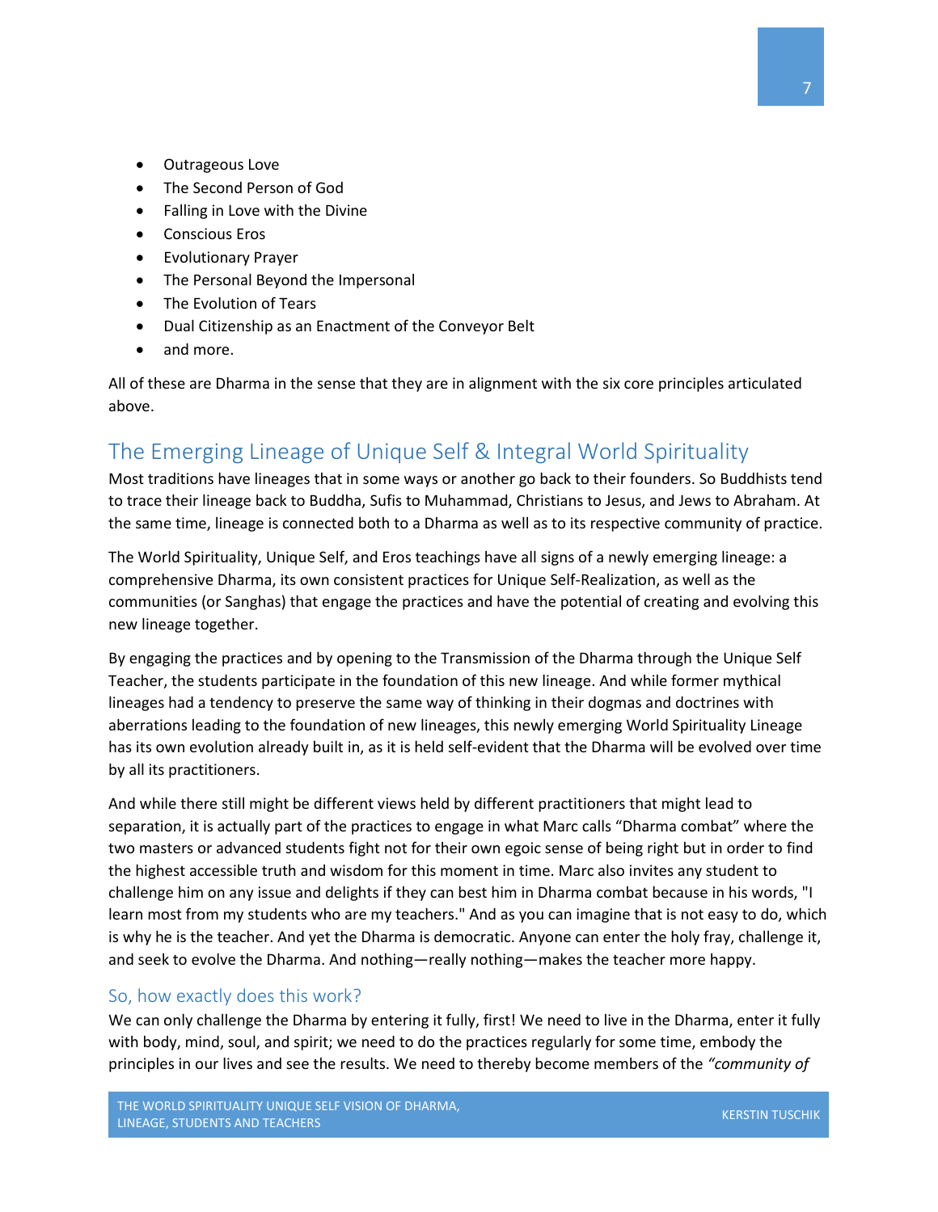- Outrageous Love
- The Second Person of God
- Falling in Love with the Divine
- Conscious Eros
- Evolutionary Prayer
- The Personal Beyond the Impersonal
- The Evolution of Tears
- Dual Citizenship as an Enactment of the Conveyor Belt
- and more.

All of these are Dharma in the sense that they are in alignment with the six core principles articulated above.

## The Emerging Lineage of Unique Self & Integral World Spirituality

Most traditions have lineages that in some ways or another go back to their founders. So Buddhists tend to trace their lineage back to Buddha, Sufis to Muhammad, Christians to Jesus, and Jews to Abraham. At the same time, lineage is connected both to a Dharma as well as to its respective community of practice.

The World Spirituality, Unique Self, and Eros teachings have all signs of a newly emerging lineage: a comprehensive Dharma, its own consistent practices for Unique Self-Realization, as well as the communities (or Sanghas) that engage the practices and have the potential of creating and evolving this new lineage together.

By engaging the practices and by opening to the Transmission of the Dharma through the Unique Self Teacher, the students participate in the foundation of this new lineage. And while former mythical lineages had a tendency to preserve the same way of thinking in their dogmas and doctrines with aberrations leading to the foundation of new lineages, this newly emerging World Spirituality Lineage has its own evolution already built in, as it is held self-evident that the Dharma will be evolved over time by all its practitioners.

And while there still might be different views held by different practitioners that might lead to separation, it is actually part of the practices to engage in what Marc calls "Dharma combat" where the two masters or advanced students fight not for their own egoic sense of being right but in order to find the highest accessible truth and wisdom for this moment in time. Marc also invites any student to challenge him on any issue and delights if they can best him in Dharma combat because in his words, "I learn most from my students who are my teachers." And as you can imagine that is not easy to do, which is why he is the teacher. And yet the Dharma is democratic. Anyone can enter the holy fray, challenge it, and seek to evolve the Dharma. And nothing—really nothing—makes the teacher more happy.

### So, how exactly does this work?

We can only challenge the Dharma by entering it fully, first! We need to live in the Dharma, enter it fully with body, mind, soul, and spirit; we need to do the practices regularly for some time, embody the principles in our lives and see the results. We need to thereby become members of the *"community of*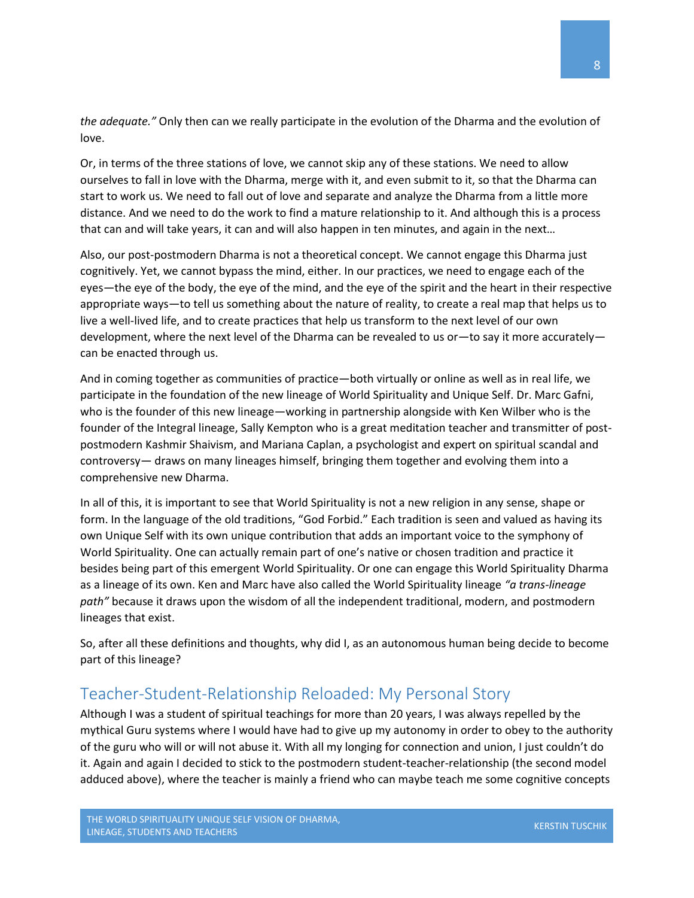*the adequate."* Only then can we really participate in the evolution of the Dharma and the evolution of love.

Or, in terms of the three stations of love, we cannot skip any of these stations. We need to allow ourselves to fall in love with the Dharma, merge with it, and even submit to it, so that the Dharma can start to work us. We need to fall out of love and separate and analyze the Dharma from a little more distance. And we need to do the work to find a mature relationship to it. And although this is a process that can and will take years, it can and will also happen in ten minutes, and again in the next…

Also, our post-postmodern Dharma is not a theoretical concept. We cannot engage this Dharma just cognitively. Yet, we cannot bypass the mind, either. In our practices, we need to engage each of the eyes—the eye of the body, the eye of the mind, and the eye of the spirit and the heart in their respective appropriate ways—to tell us something about the nature of reality, to create a real map that helps us to live a well-lived life, and to create practices that help us transform to the next level of our own development, where the next level of the Dharma can be revealed to us or—to say it more accurately—can be enacted through us.

And in coming together as communities of practice—both virtually or online as well as in real life, we participate in the foundation of the new lineage of World Spirituality and Unique Self. Dr. Marc Gafni, who is the founder of this new lineage—working in partnership alongside with Ken Wilber who is the founder of the Integral lineage, Sally Kempton who is a great meditation teacher and transmitter of post-postmodern Kashmir Shaivism, and Mariana Caplan, a psychologist and expert on spiritual scandal and controversy— draws on many lineages himself, bringing them together and evolving them into a comprehensive new Dharma.

In all of this, it is important to see that World Spirituality is not a new religion in any sense, shape or form. In the language of the old traditions, "God Forbid." Each tradition is seen and valued as having its own Unique Self with its own unique contribution that adds an important voice to the symphony of World Spirituality. One can actually remain part of one's native or chosen tradition and practice it besides being part of this emergent World Spirituality. Or one can engage this World Spirituality Dharma as a lineage of its own. Ken and Marc have also called the World Spirituality lineage *"a trans-lineage path"* because it draws upon the wisdom of all the independent traditional, modern, and postmodern lineages that exist.

So, after all these definitions and thoughts, why did I, as an autonomous human being decide to become part of this lineage?

## Teacher-Student-Relationship Reloaded: My Personal Story

Although I was a student of spiritual teachings for more than 20 years, I was always repelled by the mythical Guru systems where I would have had to give up my autonomy in order to obey to the authority of the guru who will or will not abuse it. With all my longing for connection and union, I just couldn't do it. Again and again I decided to stick to the postmodern student-teacher-relationship (the second model adduced above), where the teacher is mainly a friend who can maybe teach me some cognitive concepts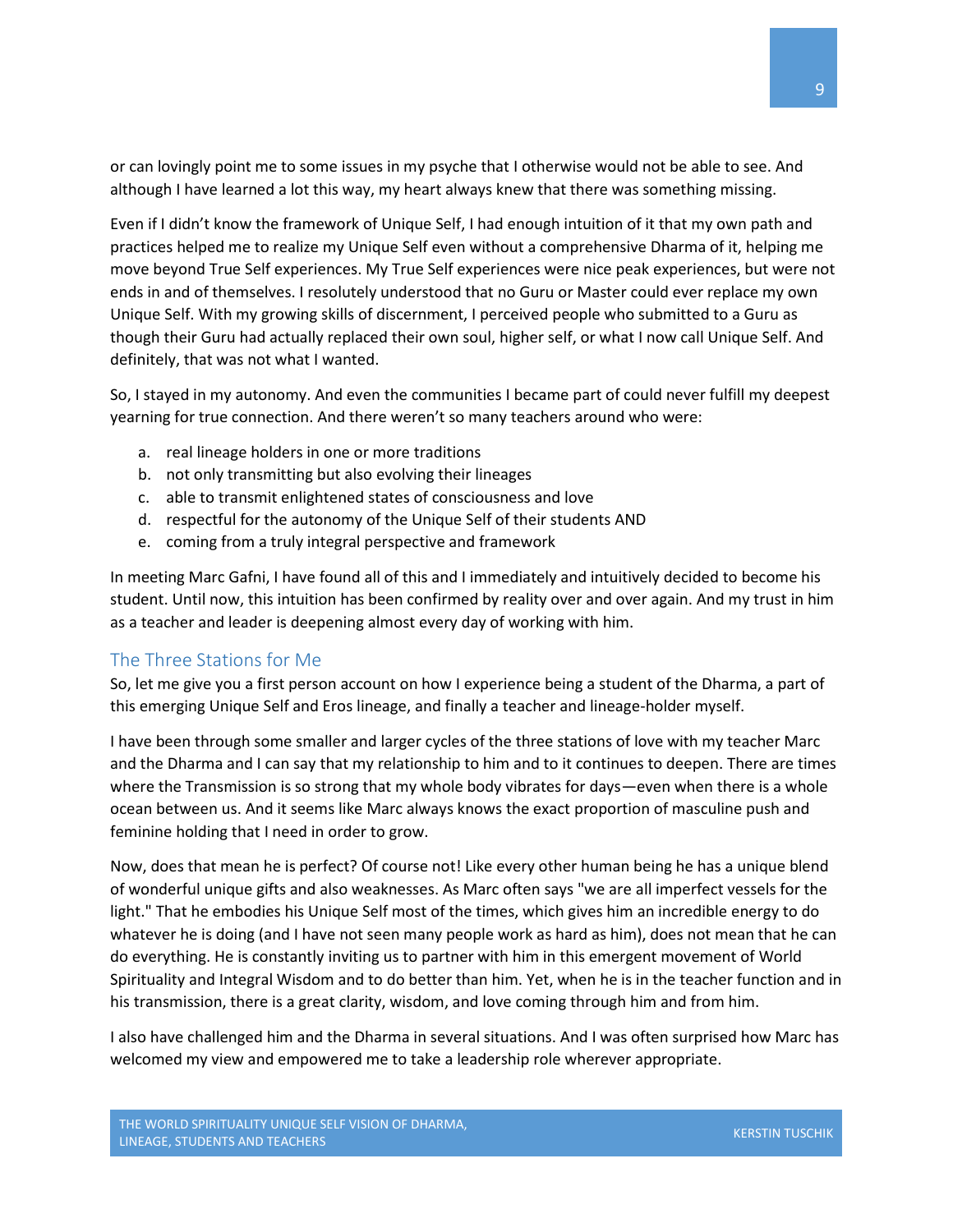or can lovingly point me to some issues in my psyche that I otherwise would not be able to see. And although I have learned a lot this way, my heart always knew that there was something missing.

Even if I didn't know the framework of Unique Self, I had enough intuition of it that my own path and practices helped me to realize my Unique Self even without a comprehensive Dharma of it, helping me move beyond True Self experiences. My True Self experiences were nice peak experiences, but were not ends in and of themselves. I resolutely understood that no Guru or Master could ever replace my own Unique Self. With my growing skills of discernment, I perceived people who submitted to a Guru as though their Guru had actually replaced their own soul, higher self, or what I now call Unique Self. And definitely, that was not what I wanted.

So, I stayed in my autonomy. And even the communities I became part of could never fulfill my deepest yearning for true connection. And there weren't so many teachers around who were:

a. real lineage holders in one or more traditions
b. not only transmitting but also evolving their lineages
c. able to transmit enlightened states of consciousness and love
d. respectful for the autonomy of the Unique Self of their students AND
e. coming from a truly integral perspective and framework

In meeting Marc Gafni, I have found all of this and I immediately and intuitively decided to become his student. Until now, this intuition has been confirmed by reality over and over again. And my trust in him as a teacher and leader is deepening almost every day of working with him.

## The Three Stations for Me

So, let me give you a first person account on how I experience being a student of the Dharma, a part of this emerging Unique Self and Eros lineage, and finally a teacher and lineage-holder myself.

I have been through some smaller and larger cycles of the three stations of love with my teacher Marc and the Dharma and I can say that my relationship to him and to it continues to deepen. There are times where the Transmission is so strong that my whole body vibrates for days—even when there is a whole ocean between us. And it seems like Marc always knows the exact proportion of masculine push and feminine holding that I need in order to grow.

Now, does that mean he is perfect? Of course not! Like every other human being he has a unique blend of wonderful unique gifts and also weaknesses. As Marc often says "we are all imperfect vessels for the light." That he embodies his Unique Self most of the times, which gives him an incredible energy to do whatever he is doing (and I have not seen many people work as hard as him), does not mean that he can do everything. He is constantly inviting us to partner with him in this emergent movement of World Spirituality and Integral Wisdom and to do better than him. Yet, when he is in the teacher function and in his transmission, there is a great clarity, wisdom, and love coming through him and from him.

I also have challenged him and the Dharma in several situations. And I was often surprised how Marc has welcomed my view and empowered me to take a leadership role wherever appropriate.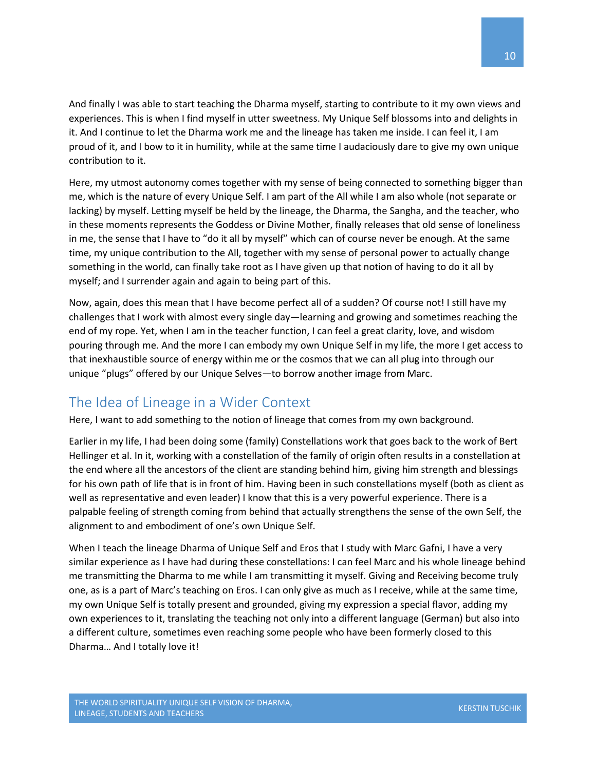And finally I was able to start teaching the Dharma myself, starting to contribute to it my own views and experiences. This is when I find myself in utter sweetness. My Unique Self blossoms into and delights in it. And I continue to let the Dharma work me and the lineage has taken me inside. I can feel it, I am proud of it, and I bow to it in humility, while at the same time I audaciously dare to give my own unique contribution to it.

Here, my utmost autonomy comes together with my sense of being connected to something bigger than me, which is the nature of every Unique Self. I am part of the All while I am also whole (not separate or lacking) by myself. Letting myself be held by the lineage, the Dharma, the Sangha, and the teacher, who in these moments represents the Goddess or Divine Mother, finally releases that old sense of loneliness in me, the sense that I have to "do it all by myself" which can of course never be enough. At the same time, my unique contribution to the All, together with my sense of personal power to actually change something in the world, can finally take root as I have given up that notion of having to do it all by myself; and I surrender again and again to being part of this.

Now, again, does this mean that I have become perfect all of a sudden? Of course not! I still have my challenges that I work with almost every single day—learning and growing and sometimes reaching the end of my rope. Yet, when I am in the teacher function, I can feel a great clarity, love, and wisdom pouring through me. And the more I can embody my own Unique Self in my life, the more I get access to that inexhaustible source of energy within me or the cosmos that we can all plug into through our unique "plugs" offered by our Unique Selves—to borrow another image from Marc.

## The Idea of Lineage in a Wider Context

Here, I want to add something to the notion of lineage that comes from my own background.

Earlier in my life, I had been doing some (family) Constellations work that goes back to the work of Bert Hellinger et al. In it, working with a constellation of the family of origin often results in a constellation at the end where all the ancestors of the client are standing behind him, giving him strength and blessings for his own path of life that is in front of him. Having been in such constellations myself (both as client as well as representative and even leader) I know that this is a very powerful experience. There is a palpable feeling of strength coming from behind that actually strengthens the sense of the own Self, the alignment to and embodiment of one's own Unique Self.

When I teach the lineage Dharma of Unique Self and Eros that I study with Marc Gafni, I have a very similar experience as I have had during these constellations: I can feel Marc and his whole lineage behind me transmitting the Dharma to me while I am transmitting it myself. Giving and Receiving become truly one, as is a part of Marc's teaching on Eros. I can only give as much as I receive, while at the same time, my own Unique Self is totally present and grounded, giving my expression a special flavor, adding my own experiences to it, translating the teaching not only into a different language (German) but also into a different culture, sometimes even reaching some people who have been formerly closed to this Dharma… And I totally love it!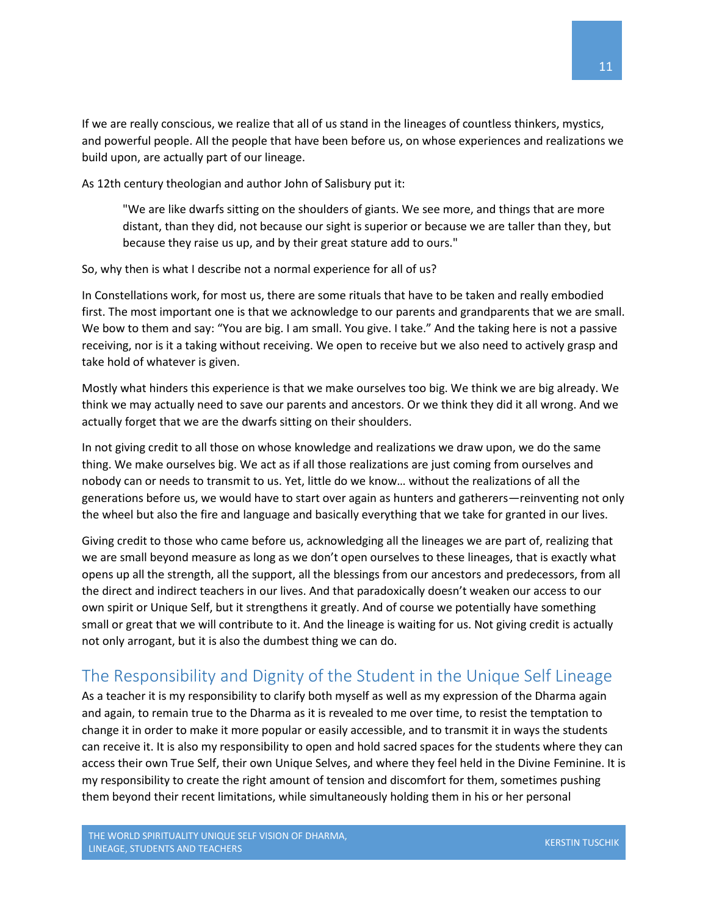If we are really conscious, we realize that all of us stand in the lineages of countless thinkers, mystics, and powerful people. All the people that have been before us, on whose experiences and realizations we build upon, are actually part of our lineage.

As 12th century theologian and author John of Salisbury put it:

> "We are like dwarfs sitting on the shoulders of giants. We see more, and things that are more distant, than they did, not because our sight is superior or because we are taller than they, but because they raise us up, and by their great stature add to ours."

So, why then is what I describe not a normal experience for all of us?

In Constellations work, for most us, there are some rituals that have to be taken and really embodied first. The most important one is that we acknowledge to our parents and grandparents that we are small. We bow to them and say: "You are big. I am small. You give. I take." And the taking here is not a passive receiving, nor is it a taking without receiving. We open to receive but we also need to actively grasp and take hold of whatever is given.

Mostly what hinders this experience is that we make ourselves too big. We think we are big already. We think we may actually need to save our parents and ancestors. Or we think they did it all wrong. And we actually forget that we are the dwarfs sitting on their shoulders.

In not giving credit to all those on whose knowledge and realizations we draw upon, we do the same thing. We make ourselves big. We act as if all those realizations are just coming from ourselves and nobody can or needs to transmit to us. Yet, little do we know… without the realizations of all the generations before us, we would have to start over again as hunters and gatherers—reinventing not only the wheel but also the fire and language and basically everything that we take for granted in our lives.

Giving credit to those who came before us, acknowledging all the lineages we are part of, realizing that we are small beyond measure as long as we don't open ourselves to these lineages, that is exactly what opens up all the strength, all the support, all the blessings from our ancestors and predecessors, from all the direct and indirect teachers in our lives. And that paradoxically doesn't weaken our access to our own spirit or Unique Self, but it strengthens it greatly. And of course we potentially have something small or great that we will contribute to it. And the lineage is waiting for us. Not giving credit is actually not only arrogant, but it is also the dumbest thing we can do.

## The Responsibility and Dignity of the Student in the Unique Self Lineage

As a teacher it is my responsibility to clarify both myself as well as my expression of the Dharma again and again, to remain true to the Dharma as it is revealed to me over time, to resist the temptation to change it in order to make it more popular or easily accessible, and to transmit it in ways the students can receive it. It is also my responsibility to open and hold sacred spaces for the students where they can access their own True Self, their own Unique Selves, and where they feel held in the Divine Feminine. It is my responsibility to create the right amount of tension and discomfort for them, sometimes pushing them beyond their recent limitations, while simultaneously holding them in his or her personal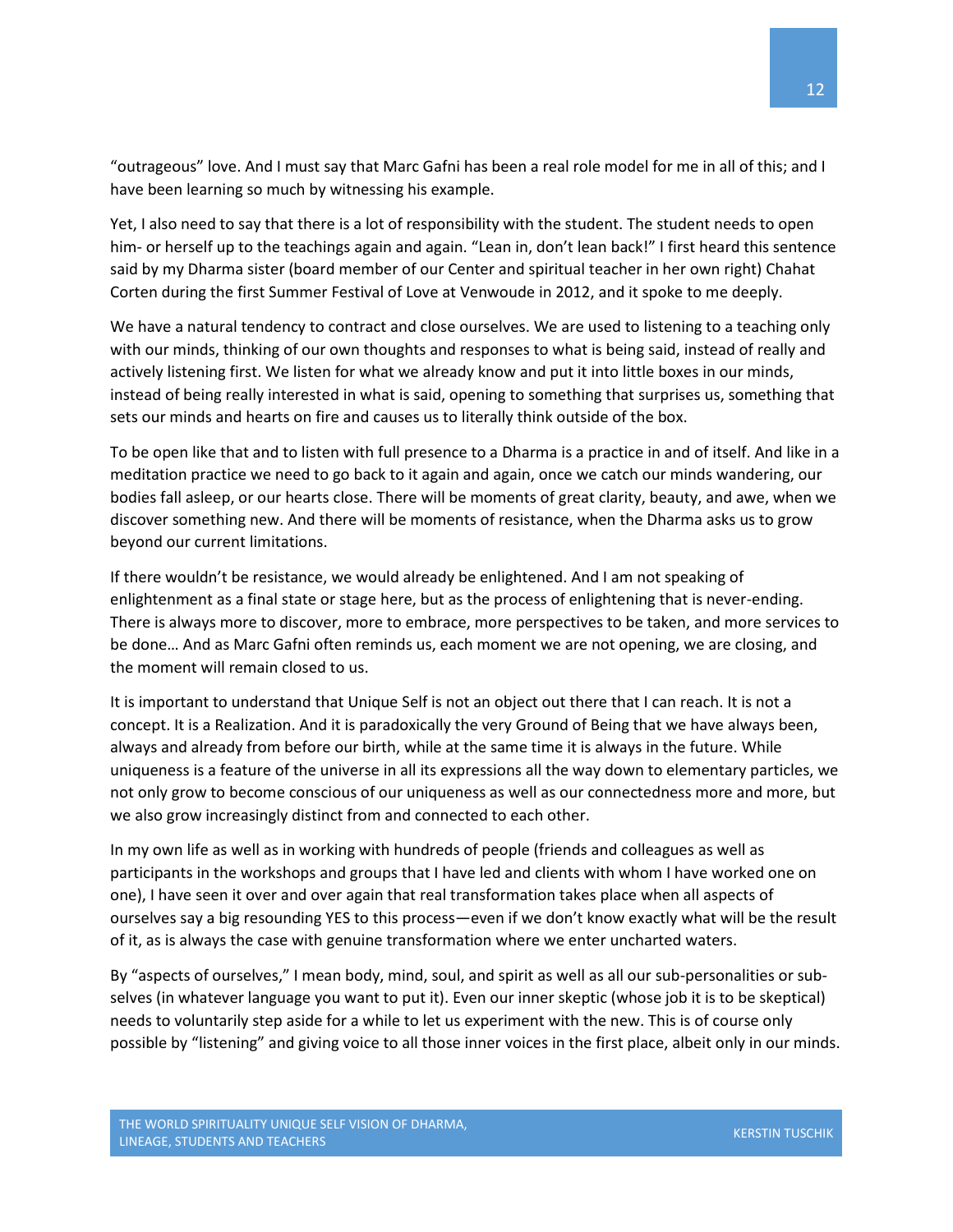“outrageous” love. And I must say that Marc Gafni has been a real role model for me in all of this; and I have been learning so much by witnessing his example.

Yet, I also need to say that there is a lot of responsibility with the student. The student needs to open him- or herself up to the teachings again and again. “Lean in, don’t lean back!” I first heard this sentence said by my Dharma sister (board member of our Center and spiritual teacher in her own right) Chahat Corten during the first Summer Festival of Love at Venwoude in 2012, and it spoke to me deeply.

We have a natural tendency to contract and close ourselves. We are used to listening to a teaching only with our minds, thinking of our own thoughts and responses to what is being said, instead of really and actively listening first. We listen for what we already know and put it into little boxes in our minds, instead of being really interested in what is said, opening to something that surprises us, something that sets our minds and hearts on fire and causes us to literally think outside of the box.

To be open like that and to listen with full presence to a Dharma is a practice in and of itself. And like in a meditation practice we need to go back to it again and again, once we catch our minds wandering, our bodies fall asleep, or our hearts close. There will be moments of great clarity, beauty, and awe, when we discover something new. And there will be moments of resistance, when the Dharma asks us to grow beyond our current limitations.

If there wouldn’t be resistance, we would already be enlightened. And I am not speaking of enlightenment as a final state or stage here, but as the process of enlightening that is never-ending. There is always more to discover, more to embrace, more perspectives to be taken, and more services to be done… And as Marc Gafni often reminds us, each moment we are not opening, we are closing, and the moment will remain closed to us.

It is important to understand that Unique Self is not an object out there that I can reach. It is not a concept. It is a Realization. And it is paradoxically the very Ground of Being that we have always been, always and already from before our birth, while at the same time it is always in the future. While uniqueness is a feature of the universe in all its expressions all the way down to elementary particles, we not only grow to become conscious of our uniqueness as well as our connectedness more and more, but we also grow increasingly distinct from and connected to each other.

In my own life as well as in working with hundreds of people (friends and colleagues as well as participants in the workshops and groups that I have led and clients with whom I have worked one on one), I have seen it over and over again that real transformation takes place when all aspects of ourselves say a big resounding YES to this process—even if we don’t know exactly what will be the result of it, as is always the case with genuine transformation where we enter uncharted waters.

By “aspects of ourselves,” I mean body, mind, soul, and spirit as well as all our sub-personalities or sub-selves (in whatever language you want to put it). Even our inner skeptic (whose job it is to be skeptical) needs to voluntarily step aside for a while to let us experiment with the new. This is of course only possible by “listening” and giving voice to all those inner voices in the first place, albeit only in our minds.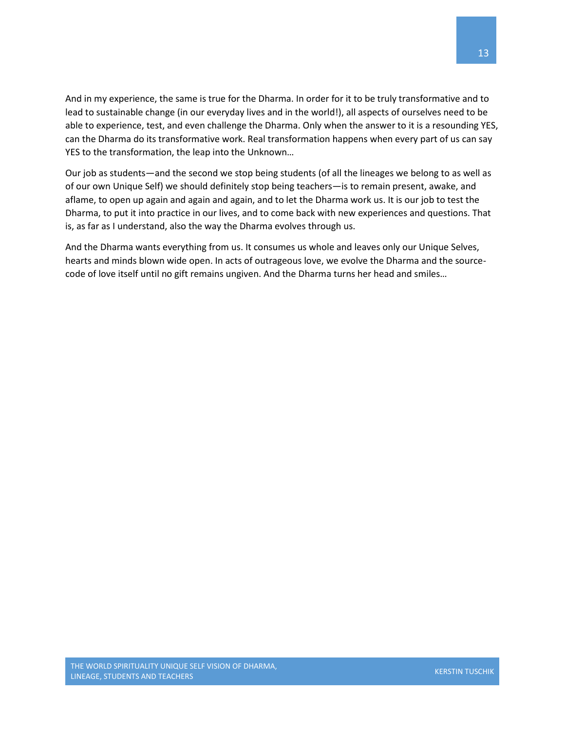And in my experience, the same is true for the Dharma. In order for it to be truly transformative and to lead to sustainable change (in our everyday lives and in the world!), all aspects of ourselves need to be able to experience, test, and even challenge the Dharma. Only when the answer to it is a resounding YES, can the Dharma do its transformative work. Real transformation happens when every part of us can say YES to the transformation, the leap into the Unknown…

Our job as students—and the second we stop being students (of all the lineages we belong to as well as of our own Unique Self) we should definitely stop being teachers—is to remain present, awake, and aflame, to open up again and again and again, and to let the Dharma work us. It is our job to test the Dharma, to put it into practice in our lives, and to come back with new experiences and questions. That is, as far as I understand, also the way the Dharma evolves through us.

And the Dharma wants everything from us. It consumes us whole and leaves only our Unique Selves, hearts and minds blown wide open. In acts of outrageous love, we evolve the Dharma and the source-code of love itself until no gift remains ungiven. And the Dharma turns her head and smiles…